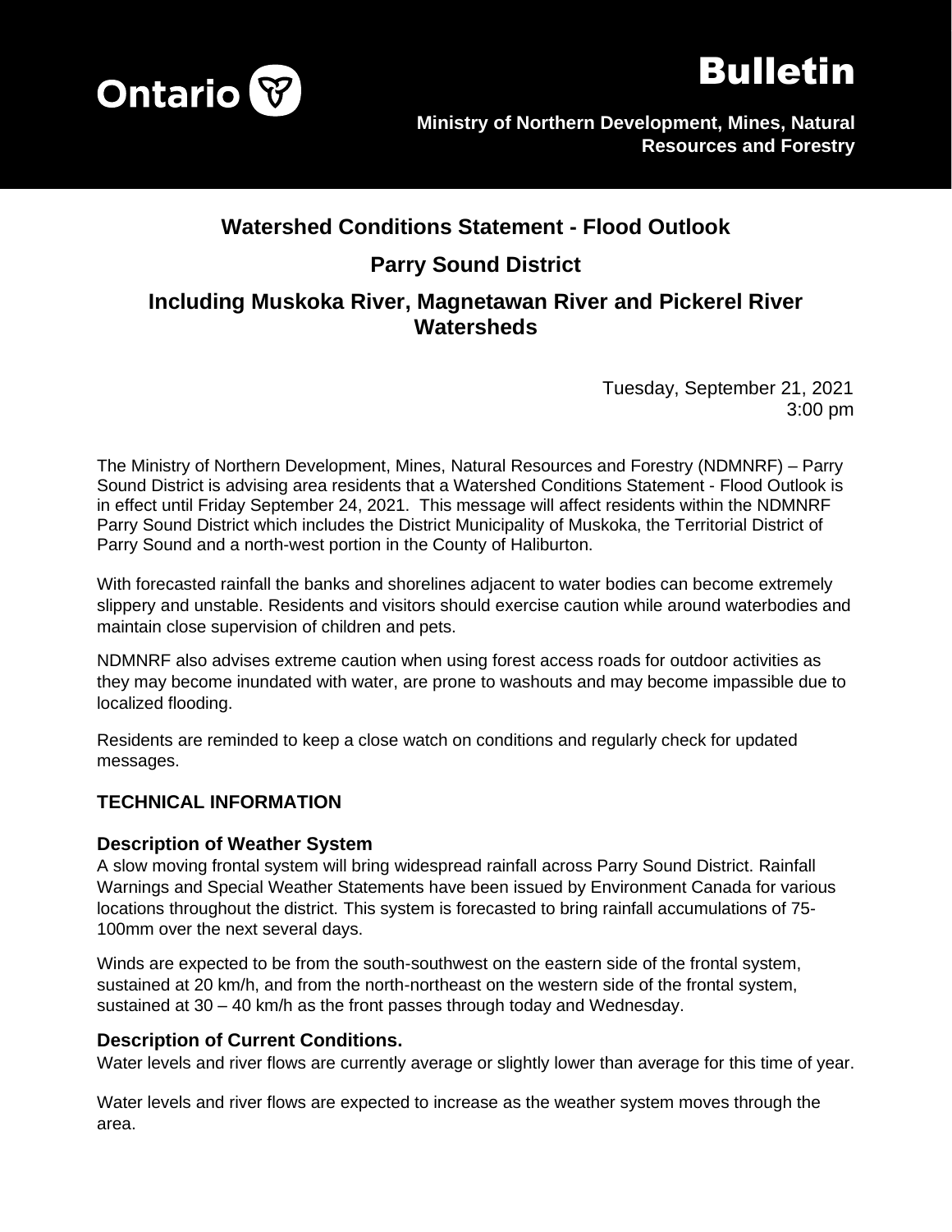Ontario

# Bulletin

**Ministry of Northern Development, Mines, Natural Resources and Forestry**

## Watershed Conditions Statement - Flood Outlook

## Parry Sound District

## Including Muskoka River, Magnetawan River and Pickerel River Watersheds

Tuesday, September 21, 2021
3:00 pm

The Ministry of Northern Development, Mines, Natural Resources and Forestry (NDMNRF) – Parry Sound District is advising area residents that a Watershed Conditions Statement - Flood Outlook is in effect until Friday September 24, 2021. This message will affect residents within the NDMNRF Parry Sound District which includes the District Municipality of Muskoka, the Territorial District of Parry Sound and a north-west portion in the County of Haliburton.

With forecasted rainfall the banks and shorelines adjacent to water bodies can become extremely slippery and unstable. Residents and visitors should exercise caution while around waterbodies and maintain close supervision of children and pets.

NDMNRF also advises extreme caution when using forest access roads for outdoor activities as they may become inundated with water, are prone to washouts and may become impassible due to localized flooding.

Residents are reminded to keep a close watch on conditions and regularly check for updated messages.

### TECHNICAL INFORMATION

#### Description of Weather System

A slow moving frontal system will bring widespread rainfall across Parry Sound District. Rainfall Warnings and Special Weather Statements have been issued by Environment Canada for various locations throughout the district. This system is forecasted to bring rainfall accumulations of 75-100mm over the next several days.

Winds are expected to be from the south-southwest on the eastern side of the frontal system, sustained at 20 km/h, and from the north-northeast on the western side of the frontal system, sustained at 30 – 40 km/h as the front passes through today and Wednesday.

#### Description of Current Conditions.

Water levels and river flows are currently average or slightly lower than average for this time of year.

Water levels and river flows are expected to increase as the weather system moves through the area.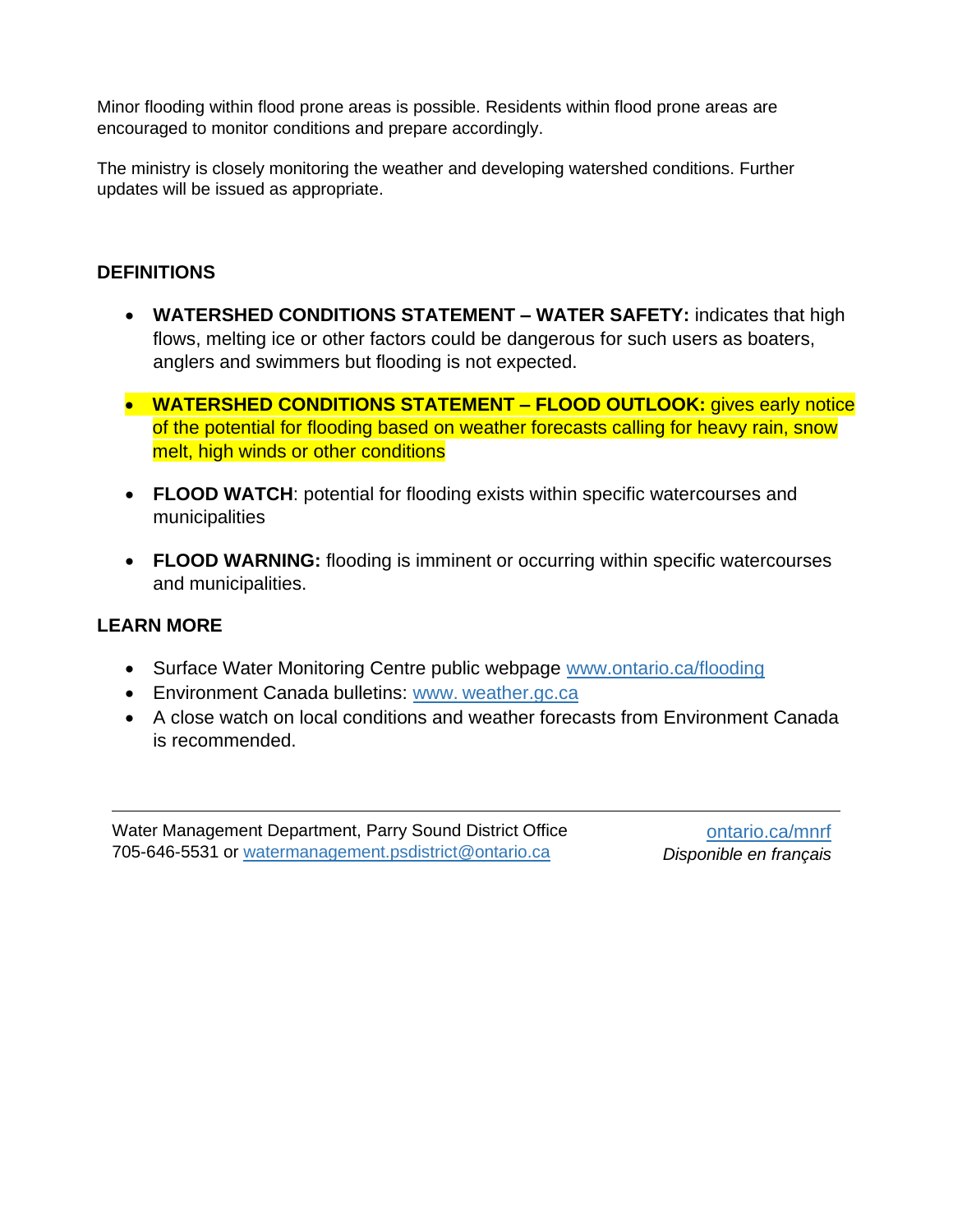Minor flooding within flood prone areas is possible. Residents within flood prone areas are encouraged to monitor conditions and prepare accordingly.

The ministry is closely monitoring the weather and developing watershed conditions. Further updates will be issued as appropriate.

## DEFINITIONS

- **WATERSHED CONDITIONS STATEMENT – WATER SAFETY:** indicates that high flows, melting ice or other factors could be dangerous for such users as boaters, anglers and swimmers but flooding is not expected.
- **WATERSHED CONDITIONS STATEMENT – FLOOD OUTLOOK:** gives early notice of the potential for flooding based on weather forecasts calling for heavy rain, snow melt, high winds or other conditions
- **FLOOD WATCH**: potential for flooding exists within specific watercourses and municipalities
- **FLOOD WARNING:** flooding is imminent or occurring within specific watercourses and municipalities.

## LEARN MORE

- Surface Water Monitoring Centre public webpage www.ontario.ca/flooding
- Environment Canada bulletins: www. weather.gc.ca
- A close watch on local conditions and weather forecasts from Environment Canada is recommended.

---

Water Management Department, Parry Sound District Office
705-646-5531 or watermanagement.psdistrict@ontario.ca

ontario.ca/mnrf
*Disponible en français*